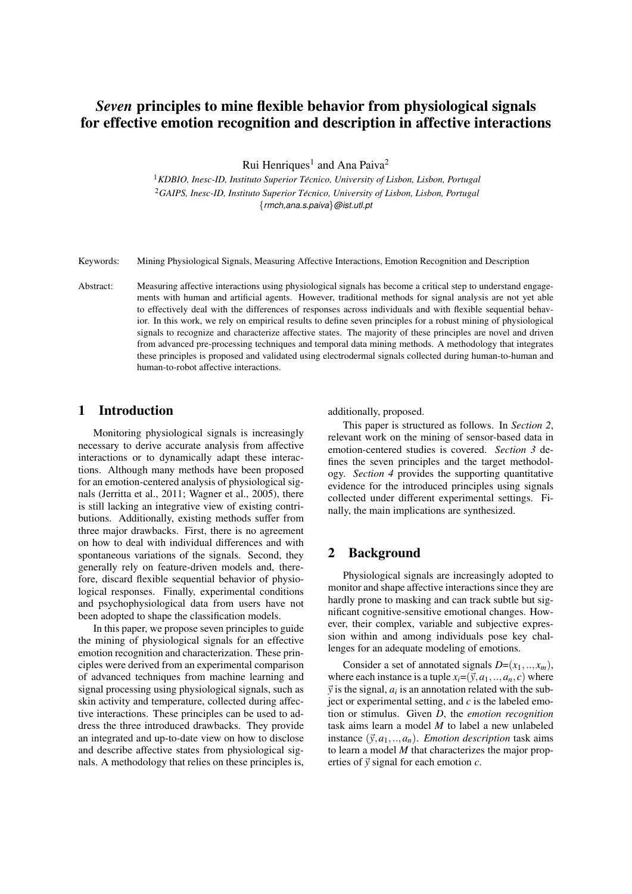# *Seven* principles to mine flexible behavior from physiological signals for effective emotion recognition and description in affective interactions

Rui Henriques[1] and Ana Paiva[2]

[1]*KDBIO, Inesc-ID, Instituto Superior Técnico, University of Lisbon, Lisbon, Portugal*
[2]*GAIPS, Inesc-ID, Instituto Superior Técnico, University of Lisbon, Lisbon, Portugal*
{*rmch,ana.s.paiva*}*@ist.utl.pt*

Keywords: Mining Physiological Signals, Measuring Affective Interactions, Emotion Recognition and Description

Abstract: Measuring affective interactions using physiological signals has become a critical step to understand engagements with human and artificial agents. However, traditional methods for signal analysis are not yet able to effectively deal with the differences of responses across individuals and with flexible sequential behavior. In this work, we rely on empirical results to define seven principles for a robust mining of physiological signals to recognize and characterize affective states. The majority of these principles are novel and driven from advanced pre-processing techniques and temporal data mining methods. A methodology that integrates these principles is proposed and validated using electrodermal signals collected during human-to-human and human-to-robot affective interactions.

## 1 Introduction

Monitoring physiological signals is increasingly necessary to derive accurate analysis from affective interactions or to dynamically adapt these interactions. Although many methods have been proposed for an emotion-centered analysis of physiological signals (Jerritta et al., 2011; Wagner et al., 2005), there is still lacking an integrative view of existing contributions. Additionally, existing methods suffer from three major drawbacks. First, there is no agreement on how to deal with individual differences and with spontaneous variations of the signals. Second, they generally rely on feature-driven models and, therefore, discard flexible sequential behavior of physiological responses. Finally, experimental conditions and psychophysiological data from users have not been adopted to shape the classification models.

In this paper, we propose seven principles to guide the mining of physiological signals for an effective emotion recognition and characterization. These principles were derived from an experimental comparison of advanced techniques from machine learning and signal processing using physiological signals, such as skin activity and temperature, collected during affective interactions. These principles can be used to address the three introduced drawbacks. They provide an integrated and up-to-date view on how to disclose and describe affective states from physiological signals. A methodology that relies on these principles is, additionally, proposed.

This paper is structured as follows. In *Section 2*, relevant work on the mining of sensor-based data in emotion-centered studies is covered. *Section 3* defines the seven principles and the target methodology. *Section 4* provides the supporting quantitative evidence for the introduced principles using signals collected under different experimental settings. Finally, the main implications are synthesized.

## 2 Background

Physiological signals are increasingly adopted to monitor and shape affective interactions since they are hardly prone to masking and can track subtle but significant cognitive-sensitive emotional changes. However, their complex, variable and subjective expression within and among individuals pose key challenges for an adequate modeling of emotions.

Consider a set of annotated signals $D$=$(x_1,..,x_m)$, where each instance is a tuple $x_i$=$(\vec{y},a_1,..,a_n,c)$ where $\vec{y}$ is the signal, $a_i$ is an annotation related with the subject or experimental setting, and $c$ is the labeled emotion or stimulus. Given $D$, the *emotion recognition* task aims learn a model $M$ to label a new unlabeled instance $(\vec{y},a_1,..,a_n)$. *Emotion description* task aims to learn a model $M$ that characterizes the major properties of $\vec{y}$ signal for each emotion $c$.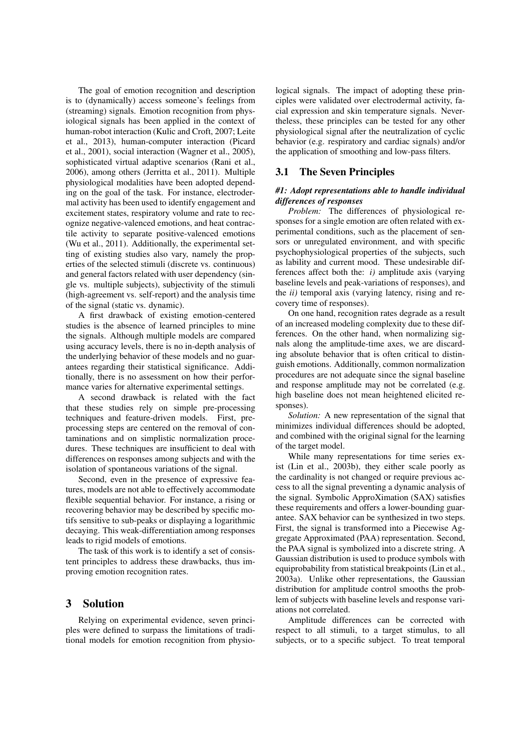The goal of emotion recognition and description is to (dynamically) access someone's feelings from (streaming) signals. Emotion recognition from physiological signals has been applied in the context of human-robot interaction (Kulic and Croft, 2007; Leite et al., 2013), human-computer interaction (Picard et al., 2001), social interaction (Wagner et al., 2005), sophisticated virtual adaptive scenarios (Rani et al., 2006), among others (Jerritta et al., 2011). Multiple physiological modalities have been adopted depending on the goal of the task. For instance, electrodermal activity has been used to identify engagement and excitement states, respiratory volume and rate to recognize negative-valenced emotions, and heat contractile activity to separate positive-valenced emotions (Wu et al., 2011). Additionally, the experimental setting of existing studies also vary, namely the properties of the selected stimuli (discrete vs. continuous) and general factors related with user dependency (single vs. multiple subjects), subjectivity of the stimuli (high-agreement vs. self-report) and the analysis time of the signal (static vs. dynamic).

A first drawback of existing emotion-centered studies is the absence of learned principles to mine the signals. Although multiple models are compared using accuracy levels, there is no in-depth analysis of the underlying behavior of these models and no guarantees regarding their statistical significance. Additionally, there is no assessment on how their performance varies for alternative experimental settings.

A second drawback is related with the fact that these studies rely on simple pre-processing techniques and feature-driven models. First, pre-processing steps are centered on the removal of contaminations and on simplistic normalization procedures. These techniques are insufficient to deal with differences on responses among subjects and with the isolation of spontaneous variations of the signal.

Second, even in the presence of expressive features, models are not able to effectively accommodate flexible sequential behavior. For instance, a rising or recovering behavior may be described by specific motifs sensitive to sub-peaks or displaying a logarithmic decaying. This weak-differentiation among responses leads to rigid models of emotions.

The task of this work is to identify a set of consistent principles to address these drawbacks, thus improving emotion recognition rates.

# 3 Solution

Relying on experimental evidence, seven principles were defined to surpass the limitations of traditional models for emotion recognition from physiological signals. The impact of adopting these principles were validated over electrodermal activity, facial expression and skin temperature signals. Nevertheless, these principles can be tested for any other physiological signal after the neutralization of cyclic behavior (e.g. respiratory and cardiac signals) and/or the application of smoothing and low-pass filters.

## 3.1 The Seven Principles

#### *#1: Adopt representations able to handle individual differences of responses*

*Problem:* The differences of physiological responses for a single emotion are often related with experimental conditions, such as the placement of sensors or unregulated environment, and with specific psychophysiological properties of the subjects, such as lability and current mood. These undesirable differences affect both the: *i)* amplitude axis (varying baseline levels and peak-variations of responses), and the *ii)* temporal axis (varying latency, rising and recovery time of responses).

On one hand, recognition rates degrade as a result of an increased modeling complexity due to these differences. On the other hand, when normalizing signals along the amplitude-time axes, we are discarding absolute behavior that is often critical to distinguish emotions. Additionally, common normalization procedures are not adequate since the signal baseline and response amplitude may not be correlated (e.g. high baseline does not mean heightened elicited responses).

*Solution:* A new representation of the signal that minimizes individual differences should be adopted, and combined with the original signal for the learning of the target model.

While many representations for time series exist (Lin et al., 2003b), they either scale poorly as the cardinality is not changed or require previous access to all the signal preventing a dynamic analysis of the signal. Symbolic ApproXimation (SAX) satisfies these requirements and offers a lower-bounding guarantee. SAX behavior can be synthesized in two steps. First, the signal is transformed into a Piecewise Aggregate Approximated (PAA) representation. Second, the PAA signal is symbolized into a discrete string. A Gaussian distribution is used to produce symbols with equiprobability from statistical breakpoints (Lin et al., 2003a). Unlike other representations, the Gaussian distribution for amplitude control smooths the problem of subjects with baseline levels and response variations not correlated.

Amplitude differences can be corrected with respect to all stimuli, to a target stimulus, to all subjects, or to a specific subject. To treat temporal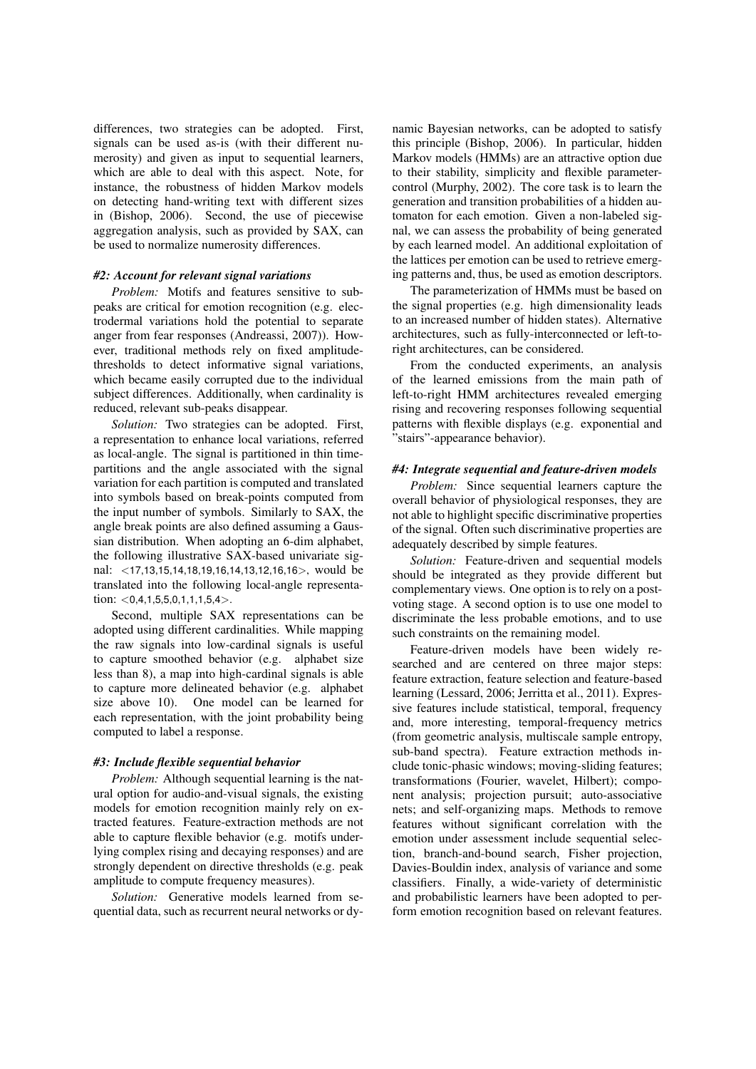differences, two strategies can be adopted. First, signals can be used as-is (with their different numerosity) and given as input to sequential learners, which are able to deal with this aspect. Note, for instance, the robustness of hidden Markov models on detecting hand-writing text with different sizes in (Bishop, 2006). Second, the use of piecewise aggregation analysis, such as provided by SAX, can be used to normalize numerosity differences.

#### *#2: Account for relevant signal variations*

*Problem:* Motifs and features sensitive to sub-peaks are critical for emotion recognition (e.g. electrodermal variations hold the potential to separate anger from fear responses (Andreassi, 2007)). However, traditional methods rely on fixed amplitude-thresholds to detect informative signal variations, which became easily corrupted due to the individual subject differences. Additionally, when cardinality is reduced, relevant sub-peaks disappear.

*Solution:* Two strategies can be adopted. First, a representation to enhance local variations, referred as local-angle. The signal is partitioned in thin time-partitions and the angle associated with the signal variation for each partition is computed and translated into symbols based on break-points computed from the input number of symbols. Similarly to SAX, the angle break points are also defined assuming a Gaussian distribution. When adopting an 6-dim alphabet, the following illustrative SAX-based univariate signal: <17,13,15,14,18,19,16,14,13,12,16,16>, would be translated into the following local-angle representation: <0,4,1,5,5,0,1,1,1,5,4>.

Second, multiple SAX representations can be adopted using different cardinalities. While mapping the raw signals into low-cardinal signals is useful to capture smoothed behavior (e.g. alphabet size less than 8), a map into high-cardinal signals is able to capture more delineated behavior (e.g. alphabet size above 10). One model can be learned for each representation, with the joint probability being computed to label a response.

#### *#3: Include flexible sequential behavior*

*Problem:* Although sequential learning is the natural option for audio-and-visual signals, the existing models for emotion recognition mainly rely on extracted features. Feature-extraction methods are not able to capture flexible behavior (e.g. motifs underlying complex rising and decaying responses) and are strongly dependent on directive thresholds (e.g. peak amplitude to compute frequency measures).

*Solution:* Generative models learned from sequential data, such as recurrent neural networks or dynamic Bayesian networks, can be adopted to satisfy this principle (Bishop, 2006). In particular, hidden Markov models (HMMs) are an attractive option due to their stability, simplicity and flexible parameter-control (Murphy, 2002). The core task is to learn the generation and transition probabilities of a hidden automaton for each emotion. Given a non-labeled signal, we can assess the probability of being generated by each learned model. An additional exploitation of the lattices per emotion can be used to retrieve emerging patterns and, thus, be used as emotion descriptors.

The parameterization of HMMs must be based on the signal properties (e.g. high dimensionality leads to an increased number of hidden states). Alternative architectures, such as fully-interconnected or left-to-right architectures, can be considered.

From the conducted experiments, an analysis of the learned emissions from the main path of left-to-right HMM architectures revealed emerging rising and recovering responses following sequential patterns with flexible displays (e.g. exponential and "stairs"-appearance behavior).

#### *#4: Integrate sequential and feature-driven models*

*Problem:* Since sequential learners capture the overall behavior of physiological responses, they are not able to highlight specific discriminative properties of the signal. Often such discriminative properties are adequately described by simple features.

*Solution:* Feature-driven and sequential models should be integrated as they provide different but complementary views. One option is to rely on a post-voting stage. A second option is to use one model to discriminate the less probable emotions, and to use such constraints on the remaining model.

Feature-driven models have been widely researched and are centered on three major steps: feature extraction, feature selection and feature-based learning (Lessard, 2006; Jerritta et al., 2011). Expressive features include statistical, temporal, frequency and, more interesting, temporal-frequency metrics (from geometric analysis, multiscale sample entropy, sub-band spectra). Feature extraction methods include tonic-phasic windows; moving-sliding features; transformations (Fourier, wavelet, Hilbert); component analysis; projection pursuit; auto-associative nets; and self-organizing maps. Methods to remove features without significant correlation with the emotion under assessment include sequential selection, branch-and-bound search, Fisher projection, Davies-Bouldin index, analysis of variance and some classifiers. Finally, a wide-variety of deterministic and probabilistic learners have been adopted to perform emotion recognition based on relevant features.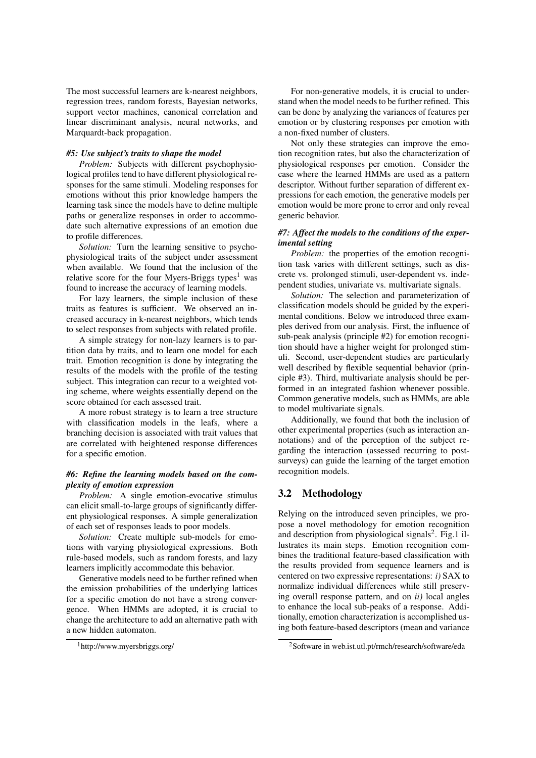The most successful learners are k-nearest neighbors, regression trees, random forests, Bayesian networks, support vector machines, canonical correlation and linear discriminant analysis, neural networks, and Marquardt-back propagation.

#### *#5: Use subject's traits to shape the model*

*Problem:* Subjects with different psychophysiological profiles tend to have different physiological responses for the same stimuli. Modeling responses for emotions without this prior knowledge hampers the learning task since the models have to define multiple paths or generalize responses in order to accommodate such alternative expressions of an emotion due to profile differences.

*Solution:* Turn the learning sensitive to psychophysiological traits of the subject under assessment when available. We found that the inclusion of the relative score for the four Myers-Briggs types[1] was found to increase the accuracy of learning models.

For lazy learners, the simple inclusion of these traits as features is sufficient. We observed an increased accuracy in k-nearest neighbors, which tends to select responses from subjects with related profile.

A simple strategy for non-lazy learners is to partition data by traits, and to learn one model for each trait. Emotion recognition is done by integrating the results of the models with the profile of the testing subject. This integration can recur to a weighted voting scheme, where weights essentially depend on the score obtained for each assessed trait.

A more robust strategy is to learn a tree structure with classification models in the leafs, where a branching decision is associated with trait values that are correlated with heightened response differences for a specific emotion.

#### *#6: Refine the learning models based on the complexity of emotion expression*

*Problem:* A single emotion-evocative stimulus can elicit small-to-large groups of significantly different physiological responses. A simple generalization of each set of responses leads to poor models.

*Solution:* Create multiple sub-models for emotions with varying physiological expressions. Both rule-based models, such as random forests, and lazy learners implicitly accommodate this behavior.

Generative models need to be further refined when the emission probabilities of the underlying lattices for a specific emotion do not have a strong convergence. When HMMs are adopted, it is crucial to change the architecture to add an alternative path with a new hidden automaton.

For non-generative models, it is crucial to understand when the model needs to be further refined. This can be done by analyzing the variances of features per emotion or by clustering responses per emotion with a non-fixed number of clusters.

Not only these strategies can improve the emotion recognition rates, but also the characterization of physiological responses per emotion. Consider the case where the learned HMMs are used as a pattern descriptor. Without further separation of different expressions for each emotion, the generative models per emotion would be more prone to error and only reveal generic behavior.

#### *#7: Affect the models to the conditions of the experimental setting*

*Problem:* the properties of the emotion recognition task varies with different settings, such as discrete vs. prolonged stimuli, user-dependent vs. independent studies, univariate vs. multivariate signals.

*Solution:* The selection and parameterization of classification models should be guided by the experimental conditions. Below we introduced three examples derived from our analysis. First, the influence of sub-peak analysis (principle #2) for emotion recognition should have a higher weight for prolonged stimuli. Second, user-dependent studies are particularly well described by flexible sequential behavior (principle #3). Third, multivariate analysis should be performed in an integrated fashion whenever possible. Common generative models, such as HMMs, are able to model multivariate signals.

Additionally, we found that both the inclusion of other experimental properties (such as interaction annotations) and of the perception of the subject regarding the interaction (assessed recurring to post-surveys) can guide the learning of the target emotion recognition models.

## 3.2 Methodology

Relying on the introduced seven principles, we propose a novel methodology for emotion recognition and description from physiological signals[2]. Fig.1 illustrates its main steps. Emotion recognition combines the traditional feature-based classification with the results provided from sequence learners and is centered on two expressive representations: *i)* SAX to normalize individual differences while still preserving overall response pattern, and on *ii)* local angles to enhance the local sub-peaks of a response. Additionally, emotion characterization is accomplished using both feature-based descriptors (mean and variance

[1] http://www.myersbriggs.org/

[2] Software in web.ist.utl.pt/rmch/research/software/eda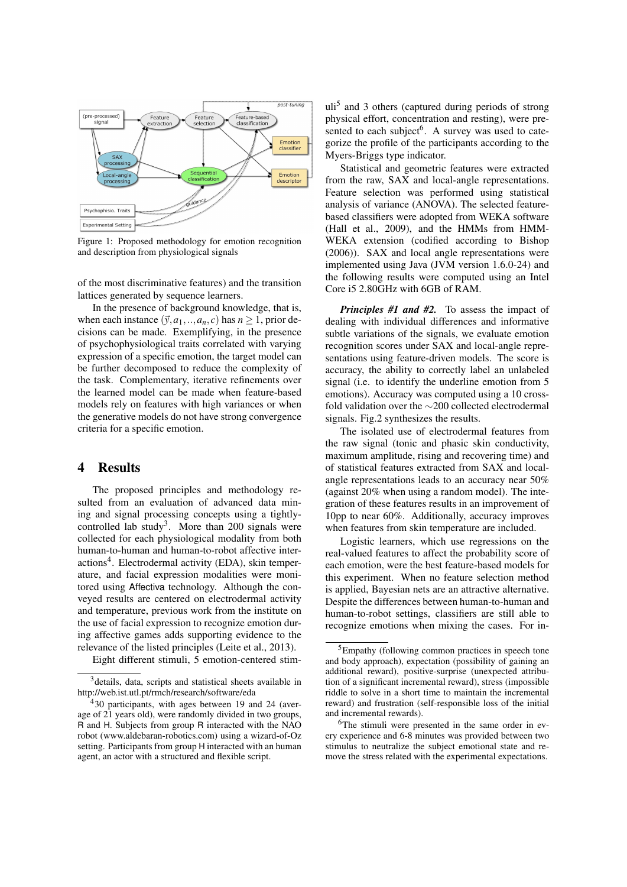Figure 1: Proposed methodology for emotion recognition and description from physiological signals

of the most discriminative features) and the transition lattices generated by sequence learners.

In the presence of background knowledge, that is, when each instance $(\vec{y}, a_1, .., a_n, c)$ has $n \geq 1$, prior decisions can be made. Exemplifying, in the presence of psychophysiological traits correlated with varying expression of a specific emotion, the target model can be further decomposed to reduce the complexity of the task. Complementary, iterative refinements over the learned model can be made when feature-based models rely on features with high variances or when the generative models do not have strong convergence criteria for a specific emotion.

## 4 Results

The proposed principles and methodology resulted from an evaluation of advanced data mining and signal processing concepts using a tightly-controlled lab study[3]. More than 200 signals were collected for each physiological modality from both human-to-human and human-to-robot affective interactions[4]. Electrodermal activity (EDA), skin temperature, and facial expression modalities were monitored using Affectiva technology. Although the conveyed results are centered on electrodermal activity and temperature, previous work from the institute on the use of facial expression to recognize emotion during affective games adds supporting evidence to the relevance of the listed principles (Leite et al., 2013).

Eight different stimuli, 5 emotion-centered stimuli[5] and 3 others (captured during periods of strong physical effort, concentration and resting), were presented to each subject[6]. A survey was used to categorize the profile of the participants according to the Myers-Briggs type indicator.

Statistical and geometric features were extracted from the raw, SAX and local-angle representations. Feature selection was performed using statistical analysis of variance (ANOVA). The selected feature-based classifiers were adopted from WEKA software (Hall et al., 2009), and the HMMs from HMM-WEKA extension (codified according to Bishop (2006)). SAX and local angle representations were implemented using Java (JVM version 1.6.0-24) and the following results were computed using an Intel Core i5 2.80GHz with 6GB of RAM.

***Principles #1 and #2.*** To assess the impact of dealing with individual differences and informative subtle variations of the signals, we evaluate emotion recognition scores under SAX and local-angle representations using feature-driven models. The score is accuracy, the ability to correctly label an unlabeled signal (i.e. to identify the underline emotion from 5 emotions). Accuracy was computed using a 10 cross-fold validation over the ~200 collected electrodermal signals. Fig.2 synthesizes the results.

The isolated use of electrodermal features from the raw signal (tonic and phasic skin conductivity, maximum amplitude, rising and recovering time) and of statistical features extracted from SAX and local-angle representations leads to an accuracy near 50% (against 20% when using a random model). The integration of these features results in an improvement of 10pp to near 60%. Additionally, accuracy improves when features from skin temperature are included.

Logistic learners, which use regressions on the real-valued features to affect the probability score of each emotion, were the best feature-based models for this experiment. When no feature selection method is applied, Bayesian nets are an attractive alternative. Despite the differences between human-to-human and human-to-robot settings, classifiers are still able to recognize emotions when mixing the cases. For in-

[3] details, data, scripts and statistical sheets available in http://web.ist.utl.pt/rmch/research/software/eda

[4] 30 participants, with ages between 19 and 24 (average of 21 years old), were randomly divided in two groups, R and H. Subjects from group R interacted with the NAO robot (www.aldebaran-robotics.com) using a wizard-of-Oz setting. Participants from group H interacted with an human agent, an actor with a structured and flexible script.

[5] Empathy (following common practices in speech tone and body approach), expectation (possibility of gaining an additional reward), positive-surprise (unexpected attribution of a significant incremental reward), stress (impossible riddle to solve in a short time to maintain the incremental reward) and frustration (self-responsible loss of the initial and incremental rewards).

[6] The stimuli were presented in the same order in every experience and 6-8 minutes was provided between two stimulus to neutralize the subject emotional state and remove the stress related with the experimental expectations.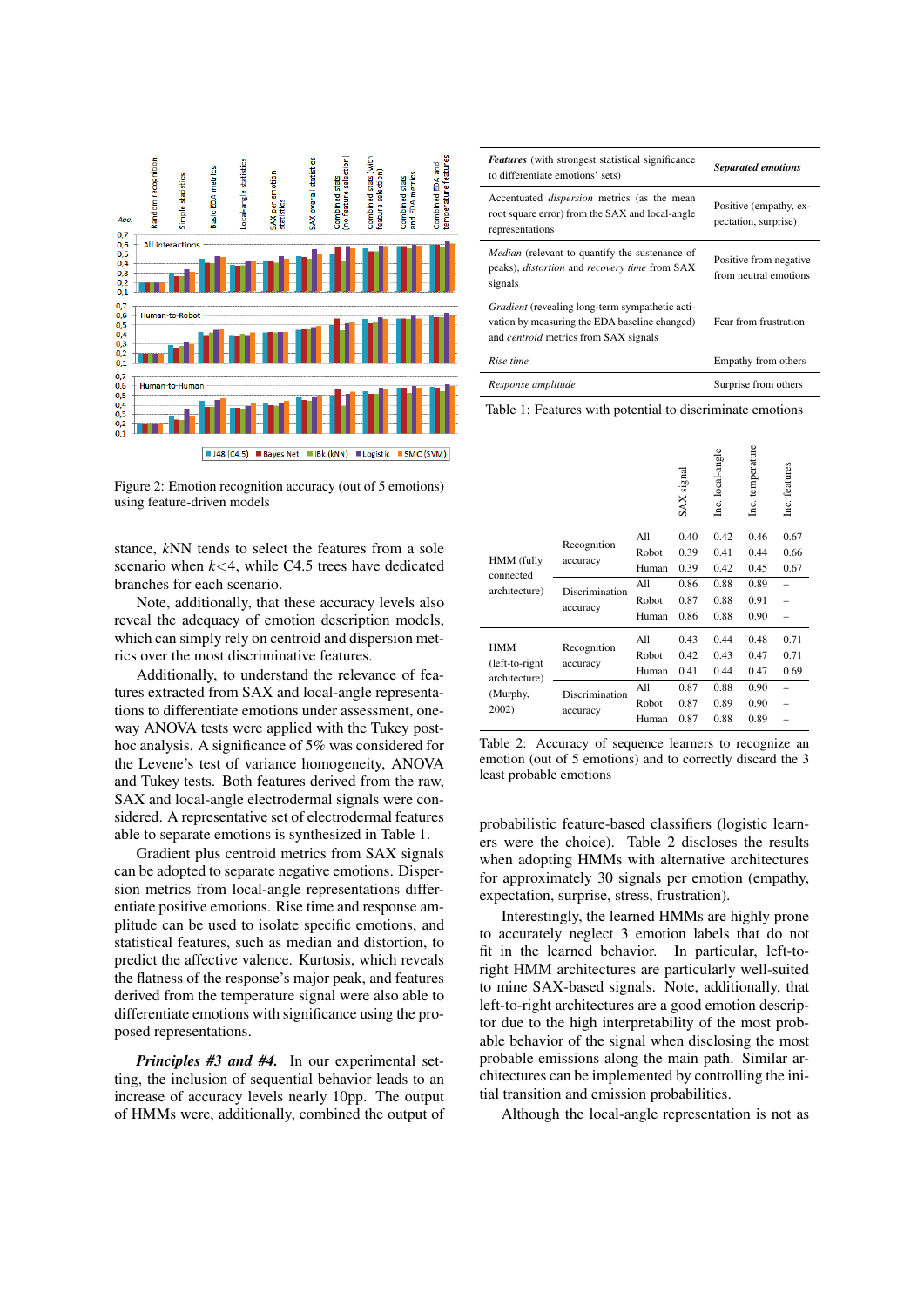Figure 2: Emotion recognition accuracy (out of 5 emotions) using feature-driven models

stance, $k$NN tends to select the features from a sole scenario when $k$<4, while C4.5 trees have dedicated branches for each scenario.

Note, additionally, that these accuracy levels also reveal the adequacy of emotion description models, which can simply rely on centroid and dispersion metrics over the most discriminative features.

Additionally, to understand the relevance of features extracted from SAX and local-angle representations to differentiate emotions under assessment, one-way ANOVA tests were applied with the Tukey post-hoc analysis. A significance of 5% was considered for the Levene's test of variance homogeneity, ANOVA and Tukey tests. Both features derived from the raw, SAX and local-angle electrodermal signals were considered. A representative set of electrodermal features able to separate emotions is synthesized in Table 1.

Gradient plus centroid metrics from SAX signals can be adopted to separate negative emotions. Dispersion metrics from local-angle representations differentiate positive emotions. Rise time and response amplitude can be used to isolate specific emotions, and statistical features, such as median and distortion, to predict the affective valence. Kurtosis, which reveals the flatness of the response's major peak, and features derived from the temperature signal were also able to differentiate emotions with significance using the proposed representations.

***Principles #3 and #4.*** In our experimental setting, the inclusion of sequential behavior leads to an increase of accuracy levels nearly 10pp. The output of HMMs were, additionally, combined the output of

| ***Features*** (with strongest statistical significance to differentiate emotions' sets) | ***Separated emotions*** |
|---|---|
| Accentuated *dispersion* metrics (as the mean root square error) from the SAX and local-angle representations | Positive (empathy, expectation, surprise) |
| *Median* (relevant to quantify the sustenance of peaks), *distortion* and *recovery time* from SAX signals | Positive from negative from neutral emotions |
| *Gradient* (revealing long-term sympathetic activation by measuring the EDA baseline changed) and *centroid* metrics from SAX signals | Fear from frustration |
| *Rise time* | Empathy from others |
| *Response amplitude* | Surprise from others |

Table 1: Features with potential to discriminate emotions

| | | | SAX signal | Inc. local-angle | Inc. temperature | Inc. features |
|---|---|---|---|---|---|---|
| HMM (fully connected architecture) | Recognition accuracy | All | 0.40 | 0.42 | 0.46 | 0.67 |
| | | Robot | 0.39 | 0.41 | 0.44 | 0.66 |
| | | Human | 0.39 | 0.42 | 0.45 | 0.67 |
| | Discrimination accuracy | All | 0.86 | 0.88 | 0.89 | – |
| | | Robot | 0.87 | 0.88 | 0.91 | – |
| | | Human | 0.86 | 0.88 | 0.90 | – |
| HMM (left-to-right architecture) (Murphy, 2002) | Recognition accuracy | All | 0.43 | 0.44 | 0.48 | 0.71 |
| | | Robot | 0.42 | 0.43 | 0.47 | 0.71 |
| | | Human | 0.41 | 0.44 | 0.47 | 0.69 |
| | Discrimination accuracy | All | 0.87 | 0.88 | 0.90 | – |
| | | Robot | 0.87 | 0.89 | 0.90 | – |
| | | Human | 0.87 | 0.88 | 0.89 | – |

Table 2: Accuracy of sequence learners to recognize an emotion (out of 5 emotions) and to correctly discard the 3 least probable emotions

probabilistic feature-based classifiers (logistic learners were the choice). Table 2 discloses the results when adopting HMMs with alternative architectures for approximately 30 signals per emotion (empathy, expectation, surprise, stress, frustration).

Interestingly, the learned HMMs are highly prone to accurately neglect 3 emotion labels that do not fit in the learned behavior. In particular, left-to-right HMM architectures are particularly well-suited to mine SAX-based signals. Note, additionally, that left-to-right architectures are a good emotion descriptor due to the high interpretability of the most probable behavior of the signal when disclosing the most probable emissions along the main path. Similar architectures can be implemented by controlling the initial transition and emission probabilities.

Although the local-angle representation is not as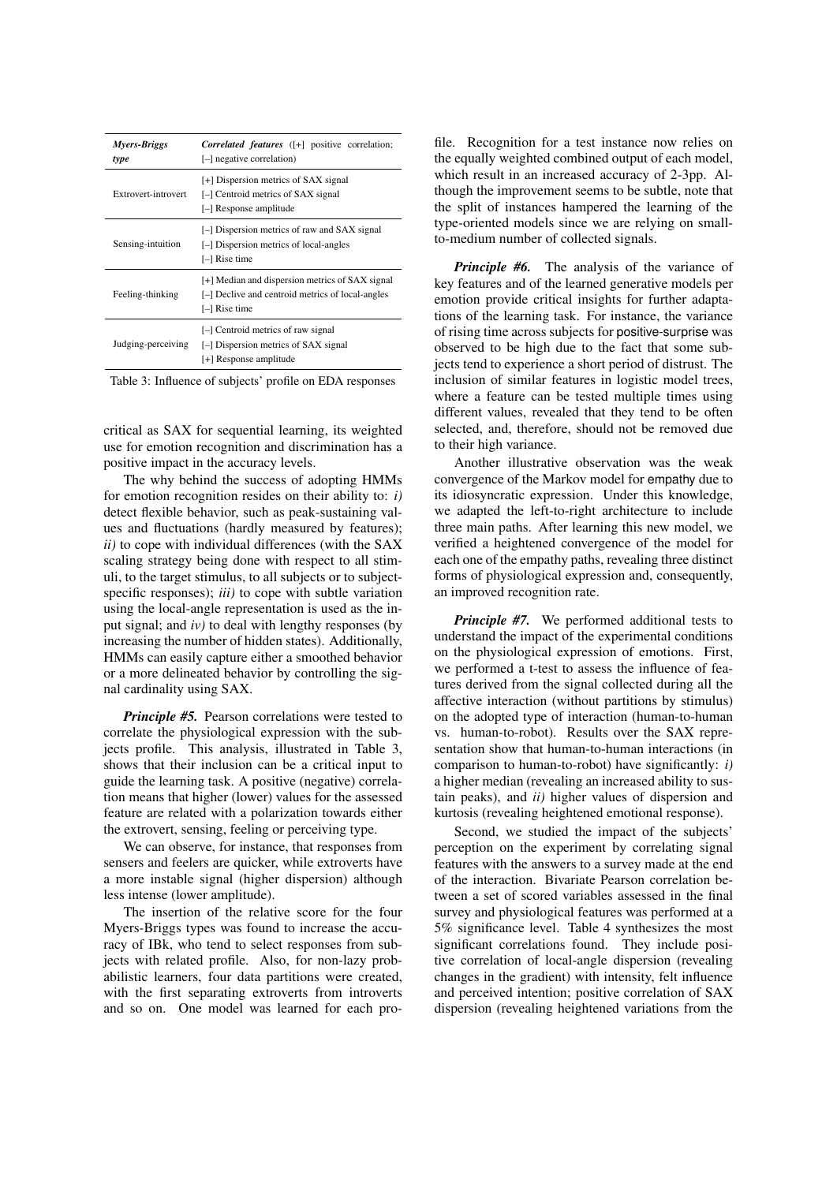| ***Myers-Briggs type*** | ***Correlated features*** ([+] positive correlation; [–] negative correlation) |
|---|---|
| Extrovert-introvert | [+] Dispersion metrics of SAX signal<br>[–] Centroid metrics of SAX signal<br>[–] Response amplitude |
| Sensing-intuition | [–] Dispersion metrics of raw and SAX signal<br>[–] Dispersion metrics of local-angles<br>[–] Rise time |
| Feeling-thinking | [+] Median and dispersion metrics of SAX signal<br>[–] Decline and centroid metrics of local-angles<br>[–] Rise time |
| Judging-perceiving | [–] Centroid metrics of raw signal<br>[–] Dispersion metrics of SAX signal<br>[+] Response amplitude |

Table 3: Influence of subjects' profile on EDA responses

critical as SAX for sequential learning, its weighted use for emotion recognition and discrimination has a positive impact in the accuracy levels.

The why behind the success of adopting HMMs for emotion recognition resides on their ability to: *i)* detect flexible behavior, such as peak-sustaining values and fluctuations (hardly measured by features); *ii)* to cope with individual differences (with the SAX scaling strategy being done with respect to all stimuli, to the target stimulus, to all subjects or to subject-specific responses); *iii)* to cope with subtle variation using the local-angle representation is used as the input signal; and *iv)* to deal with lengthy responses (by increasing the number of hidden states). Additionally, HMMs can easily capture either a smoothed behavior or a more delineated behavior by controlling the signal cardinality using SAX.

***Principle #5.*** Pearson correlations were tested to correlate the physiological expression with the subjects profile. This analysis, illustrated in Table 3, shows that their inclusion can be a critical input to guide the learning task. A positive (negative) correlation means that higher (lower) values for the assessed feature are related with a polarization towards either the extrovert, sensing, feeling or perceiving type.

We can observe, for instance, that responses from sensers and feelers are quicker, while extroverts have a more instable signal (higher dispersion) although less intense (lower amplitude).

The insertion of the relative score for the four Myers-Briggs types was found to increase the accuracy of IBk, who tend to select responses from subjects with related profile. Also, for non-lazy probabilistic learners, four data partitions were created, with the first separating extroverts from introverts and so on. One model was learned for each profile. Recognition for a test instance now relies on the equally weighted combined output of each model, which result in an increased accuracy of 2-3pp. Although the improvement seems to be subtle, note that the split of instances hampered the learning of the type-oriented models since we are relying on small-to-medium number of collected signals.

***Principle #6.*** The analysis of the variance of key features and of the learned generative models per emotion provide critical insights for further adaptations of the learning task. For instance, the variance of rising time across subjects for positive-surprise was observed to be high due to the fact that some subjects tend to experience a short period of distrust. The inclusion of similar features in logistic model trees, where a feature can be tested multiple times using different values, revealed that they tend to be often selected, and, therefore, should not be removed due to their high variance.

Another illustrative observation was the weak convergence of the Markov model for empathy due to its idiosyncratic expression. Under this knowledge, we adapted the left-to-right architecture to include three main paths. After learning this new model, we verified a heightened convergence of the model for each one of the empathy paths, revealing three distinct forms of physiological expression and, consequently, an improved recognition rate.

***Principle #7.*** We performed additional tests to understand the impact of the experimental conditions on the physiological expression of emotions. First, we performed a t-test to assess the influence of features derived from the signal collected during all the affective interaction (without partitions by stimulus) on the adopted type of interaction (human-to-human vs. human-to-robot). Results over the SAX representation show that human-to-human interactions (in comparison to human-to-robot) have significantly: *i)* a higher median (revealing an increased ability to sustain peaks), and *ii)* higher values of dispersion and kurtosis (revealing heightened emotional response).

Second, we studied the impact of the subjects' perception on the experiment by correlating signal features with the answers to a survey made at the end of the interaction. Bivariate Pearson correlation between a set of scored variables assessed in the final survey and physiological features was performed at a 5% significance level. Table 4 synthesizes the most significant correlations found. They include positive correlation of local-angle dispersion (revealing changes in the gradient) with intensity, felt influence and perceived intention; positive correlation of SAX dispersion (revealing heightened variations from the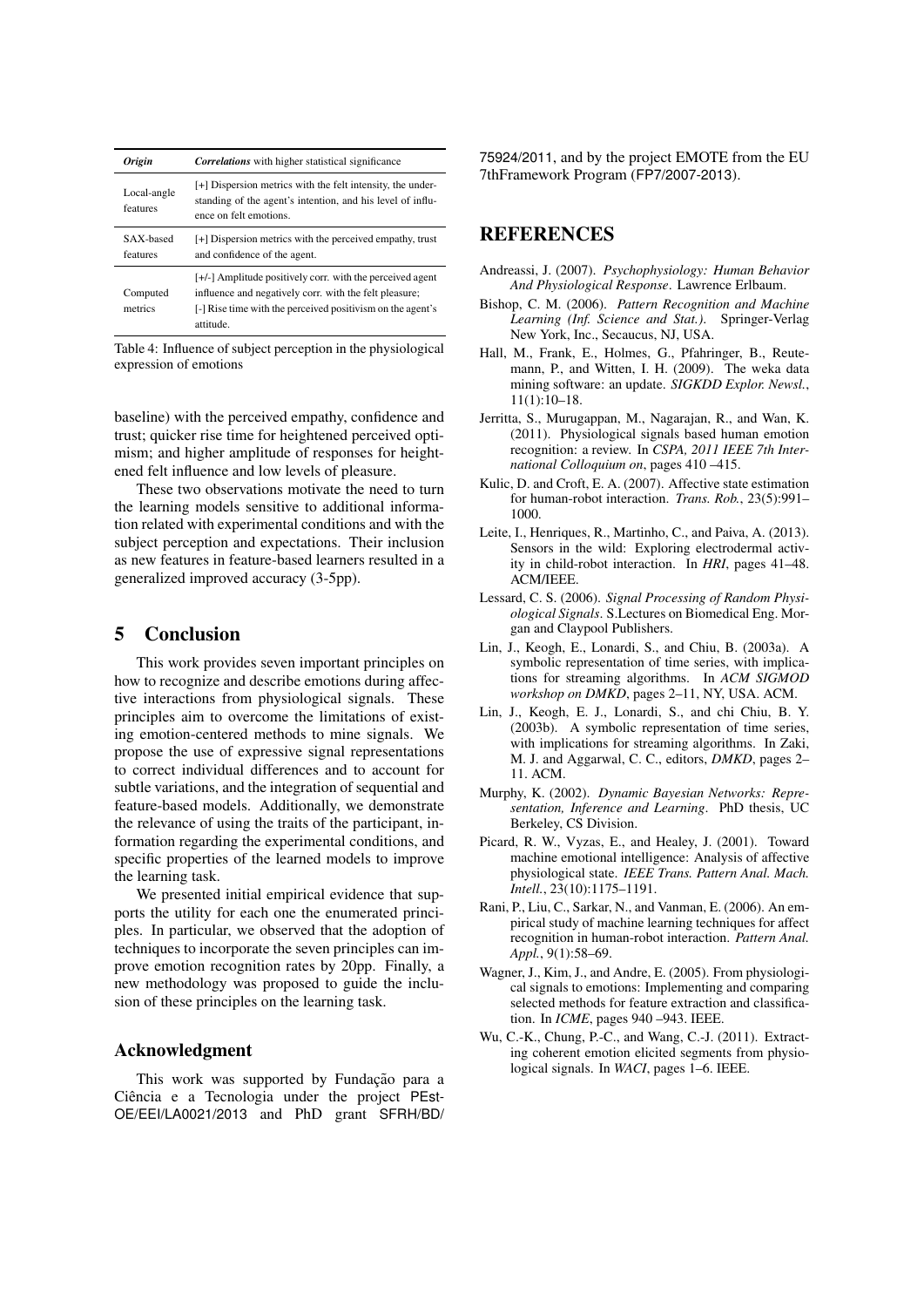| *Origin* | *Correlations* with higher statistical significance |
|---|---|
| Local-angle features | [+] Dispersion metrics with the felt intensity, the understanding of the agent's intention, and his level of influence on felt emotions. |
| SAX-based features | [+] Dispersion metrics with the perceived empathy, trust and confidence of the agent. |
| Computed metrics | [+/-] Amplitude positively corr. with the perceived agent influence and negatively corr. with the felt pleasure; [-] Rise time with the perceived positivism on the agent's attitude. |

Table 4: Influence of subject perception in the physiological expression of emotions

baseline) with the perceived empathy, confidence and trust; quicker rise time for heightened perceived optimism; and higher amplitude of responses for heightened felt influence and low levels of pleasure.

These two observations motivate the need to turn the learning models sensitive to additional information related with experimental conditions and with the subject perception and expectations. Their inclusion as new features in feature-based learners resulted in a generalized improved accuracy (3-5pp).

## 5 Conclusion

This work provides seven important principles on how to recognize and describe emotions during affective interactions from physiological signals. These principles aim to overcome the limitations of existing emotion-centered methods to mine signals. We propose the use of expressive signal representations to correct individual differences and to account for subtle variations, and the integration of sequential and feature-based models. Additionally, we demonstrate the relevance of using the traits of the participant, information regarding the experimental conditions, and specific properties of the learned models to improve the learning task.

We presented initial empirical evidence that supports the utility for each one the enumerated principles. In particular, we observed that the adoption of techniques to incorporate the seven principles can improve emotion recognition rates by 20pp. Finally, a new methodology was proposed to guide the inclusion of these principles on the learning task.

### Acknowledgment

This work was supported by Fundação para a Ciência e a Tecnologia under the project PEst-OE/EEI/LA0021/2013 and PhD grant SFRH/BD/75924/2011, and by the project EMOTE from the EU 7thFramework Program (FP7/2007-2013).

## REFERENCES

Andreassi, J. (2007). *Psychophysiology: Human Behavior And Physiological Response*. Lawrence Erlbaum.

Bishop, C. M. (2006). *Pattern Recognition and Machine Learning (Inf. Science and Stat.)*. Springer-Verlag New York, Inc., Secaucus, NJ, USA.

Hall, M., Frank, E., Holmes, G., Pfahringer, B., Reutemann, P., and Witten, I. H. (2009). The weka data mining software: an update. *SIGKDD Explor. Newsl.*, 11(1):10–18.

Jerritta, S., Murugappan, M., Nagarajan, R., and Wan, K. (2011). Physiological signals based human emotion recognition: a review. In *CSPA, 2011 IEEE 7th International Colloquium on*, pages 410 –415.

Kulic, D. and Croft, E. A. (2007). Affective state estimation for human-robot interaction. *Trans. Rob.*, 23(5):991–1000.

Leite, I., Henriques, R., Martinho, C., and Paiva, A. (2013). Sensors in the wild: Exploring electrodermal activity in child-robot interaction. In *HRI*, pages 41–48. ACM/IEEE.

Lessard, C. S. (2006). *Signal Processing of Random Physiological Signals*. S.Lectures on Biomedical Eng. Morgan and Claypool Publishers.

Lin, J., Keogh, E., Lonardi, S., and Chiu, B. (2003a). A symbolic representation of time series, with implications for streaming algorithms. In *ACM SIGMOD workshop on DMKD*, pages 2–11, NY, USA. ACM.

Lin, J., Keogh, E. J., Lonardi, S., and chi Chiu, B. Y. (2003b). A symbolic representation of time series, with implications for streaming algorithms. In Zaki, M. J. and Aggarwal, C. C., editors, *DMKD*, pages 2–11. ACM.

Murphy, K. (2002). *Dynamic Bayesian Networks: Representation, Inference and Learning*. PhD thesis, UC Berkeley, CS Division.

Picard, R. W., Vyzas, E., and Healey, J. (2001). Toward machine emotional intelligence: Analysis of affective physiological state. *IEEE Trans. Pattern Anal. Mach. Intell.*, 23(10):1175–1191.

Rani, P., Liu, C., Sarkar, N., and Vanman, E. (2006). An empirical study of machine learning techniques for affect recognition in human-robot interaction. *Pattern Anal. Appl.*, 9(1):58–69.

Wagner, J., Kim, J., and Andre, E. (2005). From physiological signals to emotions: Implementing and comparing selected methods for feature extraction and classification. In *ICME*, pages 940 –943. IEEE.

Wu, C.-K., Chung, P.-C., and Wang, C.-J. (2011). Extracting coherent emotion elicited segments from physiological signals. In *WACI*, pages 1–6. IEEE.